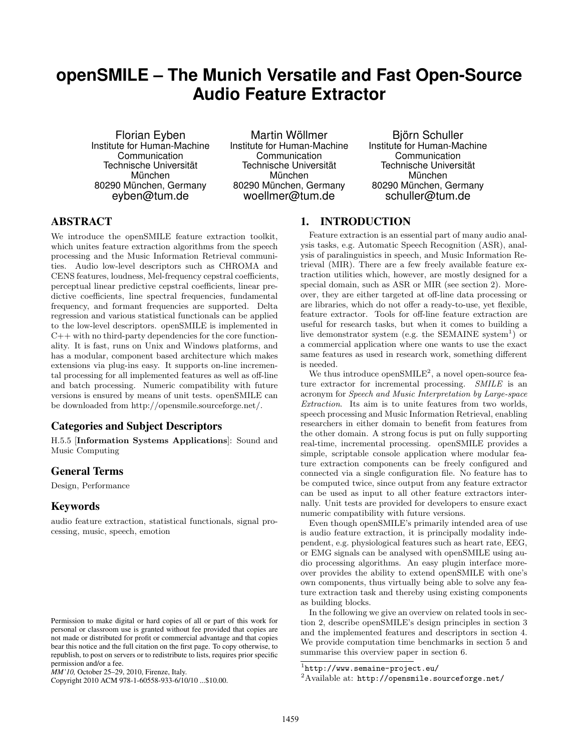# openSMILE – The Munich Versatile and Fast Open-Source Audio Feature Extractor

Florian Eyben
Institute for Human-Machine Communication
Technische Universität München
80290 München, Germany
eyben@tum.de

Martin Wöllmer
Institute for Human-Machine Communication
Technische Universität München
80290 München, Germany
woellmer@tum.de

Björn Schuller
Institute for Human-Machine Communication
Technische Universität München
80290 München, Germany
schuller@tum.de

## ABSTRACT

We introduce the openSMILE feature extraction toolkit, which unites feature extraction algorithms from the speech processing and the Music Information Retrieval communities. Audio low-level descriptors such as CHROMA and CENS features, loudness, Mel-frequency cepstral coefficients, perceptual linear predictive cepstral coefficients, linear predictive coefficients, line spectral frequencies, fundamental frequency, and formant frequencies are supported. Delta regression and various statistical functionals can be applied to the low-level descriptors. openSMILE is implemented in C++ with no third-party dependencies for the core functionality. It is fast, runs on Unix and Windows platforms, and has a modular, component based architecture which makes extensions via plug-ins easy. It supports on-line incremental processing for all implemented features as well as off-line and batch processing. Numeric compatibility with future versions is ensured by means of unit tests. openSMILE can be downloaded from http://opensmile.sourceforge.net/.

### Categories and Subject Descriptors

H.5.5 [**Information Systems Applications**]: Sound and Music Computing

### General Terms

Design, Performance

### Keywords

audio feature extraction, statistical functionals, signal processing, music, speech, emotion

Permission to make digital or hard copies of all or part of this work for personal or classroom use is granted without fee provided that copies are not made or distributed for profit or commercial advantage and that copies bear this notice and the full citation on the first page. To copy otherwise, to republish, to post on servers or to redistribute to lists, requires prior specific permission and/or a fee.
*MM'10,* October 25–29, 2010, Firenze, Italy.
Copyright 2010 ACM 978-1-60558-933-6/10/10 ...$10.00.

## 1. INTRODUCTION

Feature extraction is an essential part of many audio analysis tasks, e.g. Automatic Speech Recognition (ASR), analysis of paralinguistics in speech, and Music Information Retrieval (MIR). There are a few freely available feature extraction utilities which, however, are mostly designed for a special domain, such as ASR or MIR (see section 2). Moreover, they are either targeted at off-line data processing or are libraries, which do not offer a ready-to-use, yet flexible, feature extractor. Tools for off-line feature extraction are useful for research tasks, but when it comes to building a live demonstrator system (e.g. the SEMAINE system[1]) or a commercial application where one wants to use the exact same features as used in research work, something different is needed.

We thus introduce openSMILE[2], a novel open-source feature extractor for incremental processing. *SMILE* is an acronym for *Speech and Music Interpretation by Large-space Extraction*. Its aim is to unite features from two worlds, speech processing and Music Information Retrieval, enabling researchers in either domain to benefit from features from the other domain. A strong focus is put on fully supporting real-time, incremental processing. openSMILE provides a simple, scriptable console application where modular feature extraction components can be freely configured and connected via a single configuration file. No feature has to be computed twice, since output from any feature extractor can be used as input to all other feature extractors internally. Unit tests are provided for developers to ensure exact numeric compatibility with future versions.

Even though openSMILE's primarily intended area of use is audio feature extraction, it is principally modality independent, e.g. physiological features such as heart rate, EEG, or EMG signals can be analysed with openSMILE using audio processing algorithms. An easy plugin interface moreover provides the ability to extend openSMILE with one's own components, thus virtually being able to solve any feature extraction task and thereby using existing components as building blocks.

In the following we give an overview on related tools in section 2, describe openSMILE's design principles in section 3 and the implemented features and descriptors in section 4. We provide computation time benchmarks in section 5 and summarise this overview paper in section 6.

[1] `http://www.semaine-project.eu/`

[2] Available at: `http://opensmile.sourceforge.net/`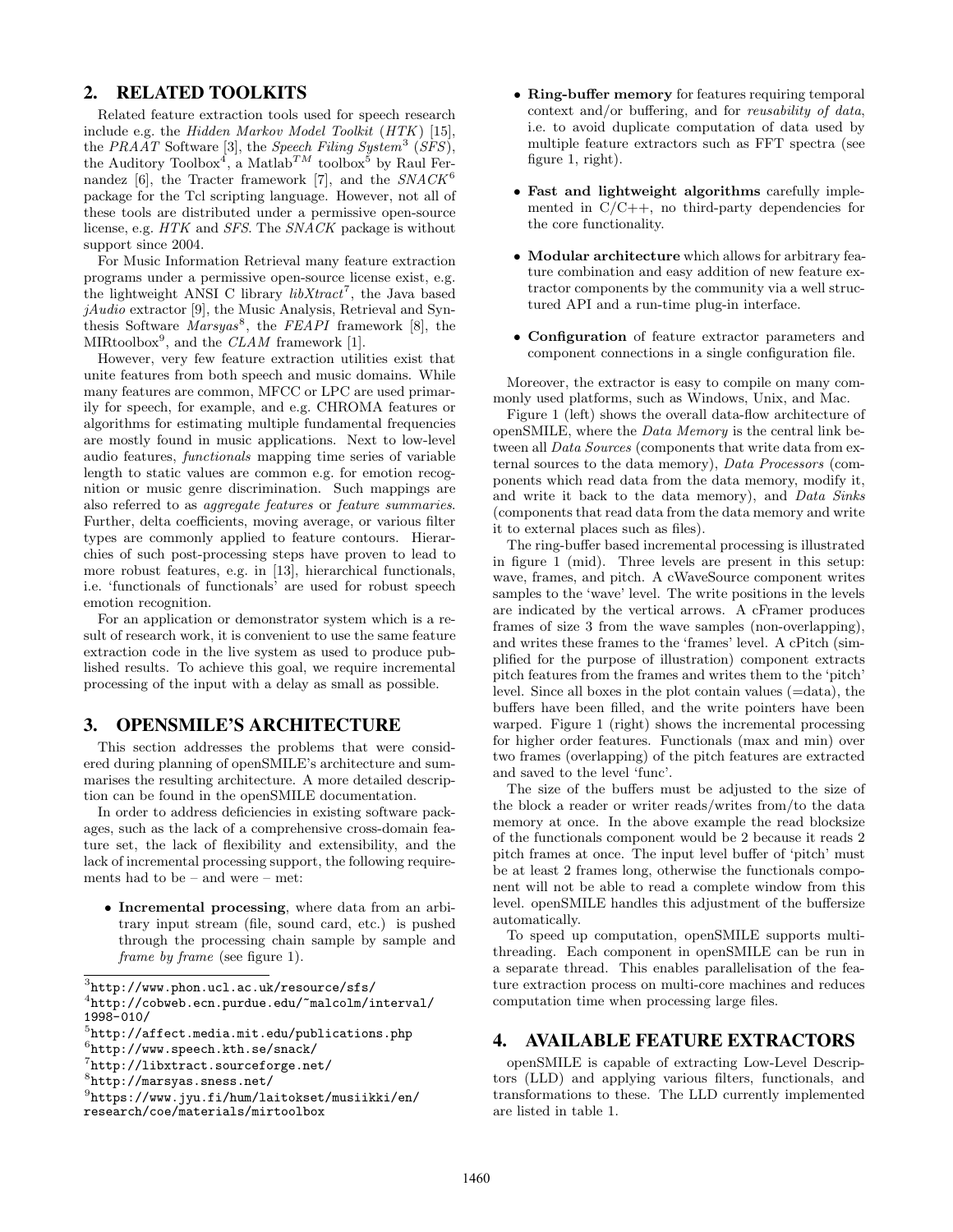## 2. RELATED TOOLKITS

Related feature extraction tools used for speech research include e.g. the *Hidden Markov Model Toolkit* (*HTK*) [15], the *PRAAT* Software [3], the *Speech Filing System*[3] (*SFS*), the Auditory Toolbox[4], a Matlab$^{TM}$ toolbox[5] by Raul Fernandez [6], the Tracter framework [7], and the *SNACK*[6] package for the Tcl scripting language. However, not all of these tools are distributed under a permissive open-source license, e.g. *HTK* and *SFS*. The *SNACK* package is without support since 2004.

For Music Information Retrieval many feature extraction programs under a permissive open-source license exist, e.g. the lightweight ANSI C library *libXtract*[7], the Java based *jAudio* extractor [9], the Music Analysis, Retrieval and Synthesis Software *Marsyas*[8], the *FEAPI* framework [8], the MIRtoolbox[9], and the *CLAM* framework [1].

However, very few feature extraction utilities exist that unite features from both speech and music domains. While many features are common, MFCC or LPC are used primarily for speech, for example, and e.g. CHROMA features or algorithms for estimating multiple fundamental frequencies are mostly found in music applications. Next to low-level audio features, *functionals* mapping time series of variable length to static values are common e.g. for emotion recognition or music genre discrimination. Such mappings are also referred to as *aggregate features* or *feature summaries*. Further, delta coefficients, moving average, or various filter types are commonly applied to feature contours. Hierarchies of such post-processing steps have proven to lead to more robust features, e.g. in [13], hierarchical functionals, i.e. 'functionals of functionals' are used for robust speech emotion recognition.

For an application or demonstrator system which is a result of research work, it is convenient to use the same feature extraction code in the live system as used to produce published results. To achieve this goal, we require incremental processing of the input with a delay as small as possible.

## 3. OPENSMILE'S ARCHITECTURE

This section addresses the problems that were considered during planning of openSMILE's architecture and summarises the resulting architecture. A more detailed description can be found in the openSMILE documentation.

In order to address deficiencies in existing software packages, such as the lack of a comprehensive cross-domain feature set, the lack of flexibility and extensibility, and the lack of incremental processing support, the following requirements had to be – and were – met:

- **Incremental processing**, where data from an arbitrary input stream (file, sound card, etc.) is pushed through the processing chain sample by sample and *frame by frame* (see figure 1).
- **Ring-buffer memory** for features requiring temporal context and/or buffering, and for *reusability of data*, i.e. to avoid duplicate computation of data used by multiple feature extractors such as FFT spectra (see figure 1, right).
- **Fast and lightweight algorithms** carefully implemented in C/C++, no third-party dependencies for the core functionality.
- **Modular architecture** which allows for arbitrary feature combination and easy addition of new feature extractor components by the community via a well structured API and a run-time plug-in interface.
- **Configuration** of feature extractor parameters and component connections in a single configuration file.

Moreover, the extractor is easy to compile on many commonly used platforms, such as Windows, Unix, and Mac.

Figure 1 (left) shows the overall data-flow architecture of openSMILE, where the *Data Memory* is the central link between all *Data Sources* (components that write data from external sources to the data memory), *Data Processors* (components which read data from the data memory, modify it, and write it back to the data memory), and *Data Sinks* (components that read data from the data memory and write it to external places such as files).

The ring-buffer based incremental processing is illustrated in figure 1 (mid). Three levels are present in this setup: wave, frames, and pitch. A cWaveSource component writes samples to the 'wave' level. The write positions in the levels are indicated by the vertical arrows. A cFramer produces frames of size 3 from the wave samples (non-overlapping), and writes these frames to the 'frames' level. A cPitch (simplified for the purpose of illustration) component extracts pitch features from the frames and writes them to the 'pitch' level. Since all boxes in the plot contain values (=data), the buffers have been filled, and the write pointers have been warped. Figure 1 (right) shows the incremental processing for higher order features. Functionals (max and min) over two frames (overlapping) of the pitch features are extracted and saved to the level 'func'.

The size of the buffers must be adjusted to the size of the block a reader or writer reads/writes from/to the data memory at once. In the above example the read blocksize of the functionals component would be 2 because it reads 2 pitch frames at once. The input level buffer of 'pitch' must be at least 2 frames long, otherwise the functionals component will not be able to read a complete window from this level. openSMILE handles this adjustment of the buffersize automatically.

To speed up computation, openSMILE supports multithreading. Each component in openSMILE can be run in a separate thread. This enables parallelisation of the feature extraction process on multi-core machines and reduces computation time when processing large files.

## 4. AVAILABLE FEATURE EXTRACTORS

openSMILE is capable of extracting Low-Level Descriptors (LLD) and applying various filters, functionals, and transformations to these. The LLD currently implemented are listed in table 1.

---

[3] http://www.phon.ucl.ac.uk/resource/sfs/
[4] http://cobweb.ecn.purdue.edu/~malcolm/interval/1998-010/
[5] http://affect.media.mit.edu/publications.php
[6] http://www.speech.kth.se/snack/
[7] http://libxtract.sourceforge.net/
[8] http://marsyas.sness.net/
[9] https://www.jyu.fi/hum/laitokset/musiikki/en/research/coe/materials/mirtoolbox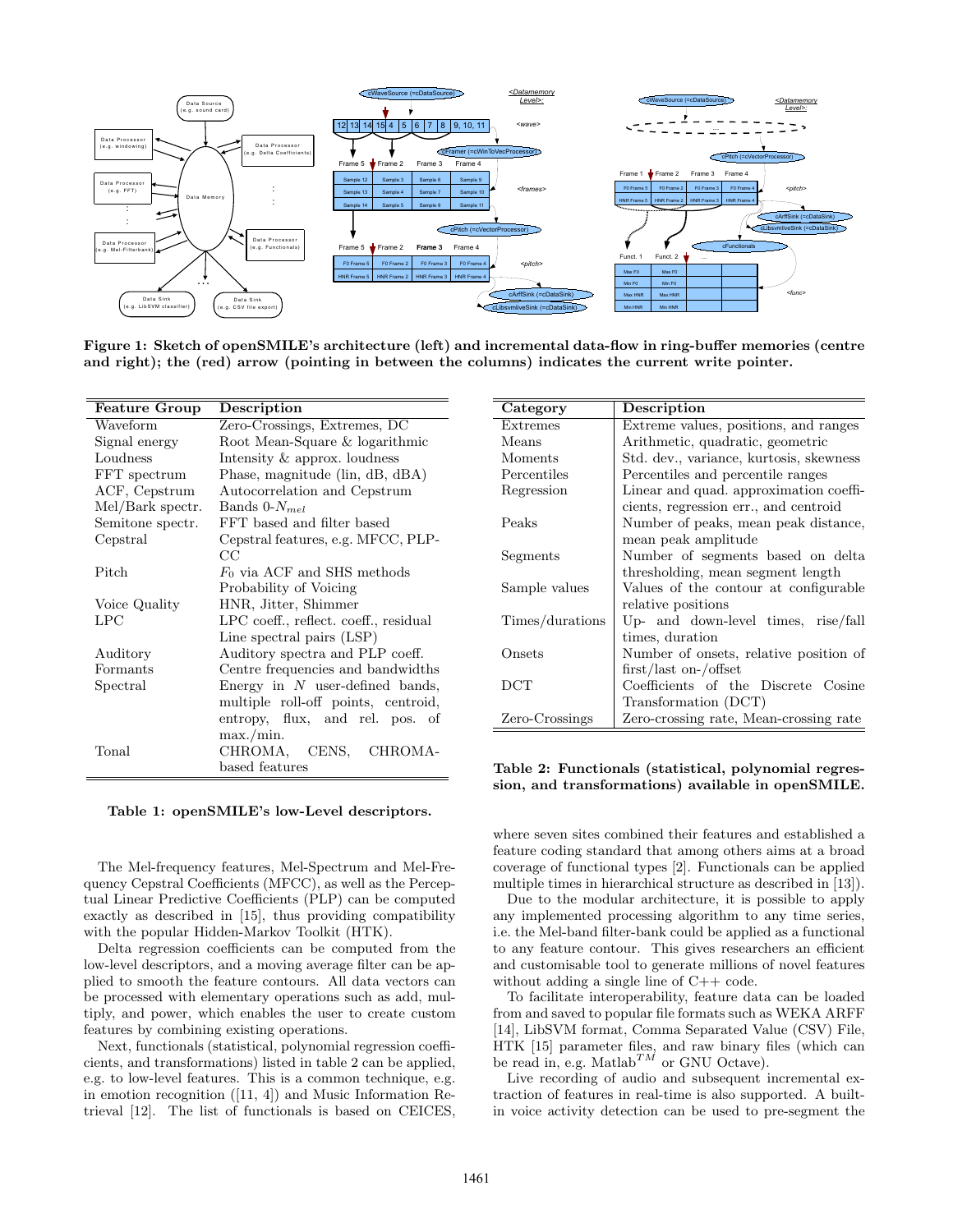Figure 1: Sketch of openSMILE's architecture (left) and incremental data-flow in ring-buffer memories (centre and right); the (red) arrow (pointing in between the columns) indicates the current write pointer.

| Feature Group | Description |
|---|---|
| Waveform | Zero-Crossings, Extremes, DC |
| Signal energy | Root Mean-Square & logarithmic |
| Loudness | Intensity & approx. loudness |
| FFT spectrum | Phase, magnitude (lin, dB, dBA) |
| ACF, Cepstrum | Autocorrelation and Cepstrum |
| Mel/Bark spectr. | Bands 0-$N_{mel}$ |
| Semitone spectr. | FFT based and filter based |
| Cepstral | Cepstral features, e.g. MFCC, PLP-CC |
| Pitch | $F_0$ via ACF and SHS methods Probability of Voicing |
| Voice Quality | HNR, Jitter, Shimmer |
| LPC | LPC coeff., reflect. coeff., residual Line spectral pairs (LSP) |
| Auditory | Auditory spectra and PLP coeff. |
| Formants | Centre frequencies and bandwidths |
| Spectral | Energy in $N$ user-defined bands, multiple roll-off points, centroid, entropy, flux, and rel. pos. of max./min. |
| Tonal | CHROMA, CENS, CHROMA-based features |

**Table 1: openSMILE's low-Level descriptors.**

The Mel-frequency features, Mel-Spectrum and Mel-Frequency Cepstral Coefficients (MFCC), as well as the Perceptual Linear Predictive Coefficients (PLP) can be computed exactly as described in [15], thus providing compatibility with the popular Hidden-Markov Toolkit (HTK).

Delta regression coefficients can be computed from the low-level descriptors, and a moving average filter can be applied to smooth the feature contours. All data vectors can be processed with elementary operations such as add, multiply, and power, which enables the user to create custom features by combining existing operations.

Next, functionals (statistical, polynomial regression coefficients, and transformations) listed in table 2 can be applied, e.g. to low-level features. This is a common technique, e.g. in emotion recognition ([11, 4]) and Music Information Retrieval [12]. The list of functionals is based on CEICES,

| Category | Description |
|---|---|
| Extremes | Extreme values, positions, and ranges |
| Means | Arithmetic, quadratic, geometric |
| Moments | Std. dev., variance, kurtosis, skewness |
| Percentiles | Percentiles and percentile ranges |
| Regression | Linear and quad. approximation coefficients, regression err., and centroid |
| Peaks | Number of peaks, mean peak distance, mean peak amplitude |
| Segments | Number of segments based on delta thresholding, mean segment length |
| Sample values | Values of the contour at configurable relative positions |
| Times/durations | Up- and down-level times, rise/fall times, duration |
| Onsets | Number of onsets, relative position of first/last on-/offset |
| DCT | Coefficients of the Discrete Cosine Transformation (DCT) |
| Zero-Crossings | Zero-crossing rate, Mean-crossing rate |

**Table 2: Functionals (statistical, polynomial regression, and transformations) available in openSMILE.**

where seven sites combined their features and established a feature coding standard that among others aims at a broad coverage of functional types [2]. Functionals can be applied multiple times in hierarchical structure as described in [13]).

Due to the modular architecture, it is possible to apply any implemented processing algorithm to any time series, i.e. the Mel-band filter-bank could be applied as a functional to any feature contour. This gives researchers an efficient and customisable tool to generate millions of novel features without adding a single line of C++ code.

To facilitate interoperability, feature data can be loaded from and saved to popular file formats such as WEKA ARFF [14], LibSVM format, Comma Separated Value (CSV) File, HTK [15] parameter files, and raw binary files (which can be read in, e.g. Matlab$^{TM}$ or GNU Octave).

Live recording of audio and subsequent incremental extraction of features in real-time is also supported. A built-in voice activity detection can be used to pre-segment the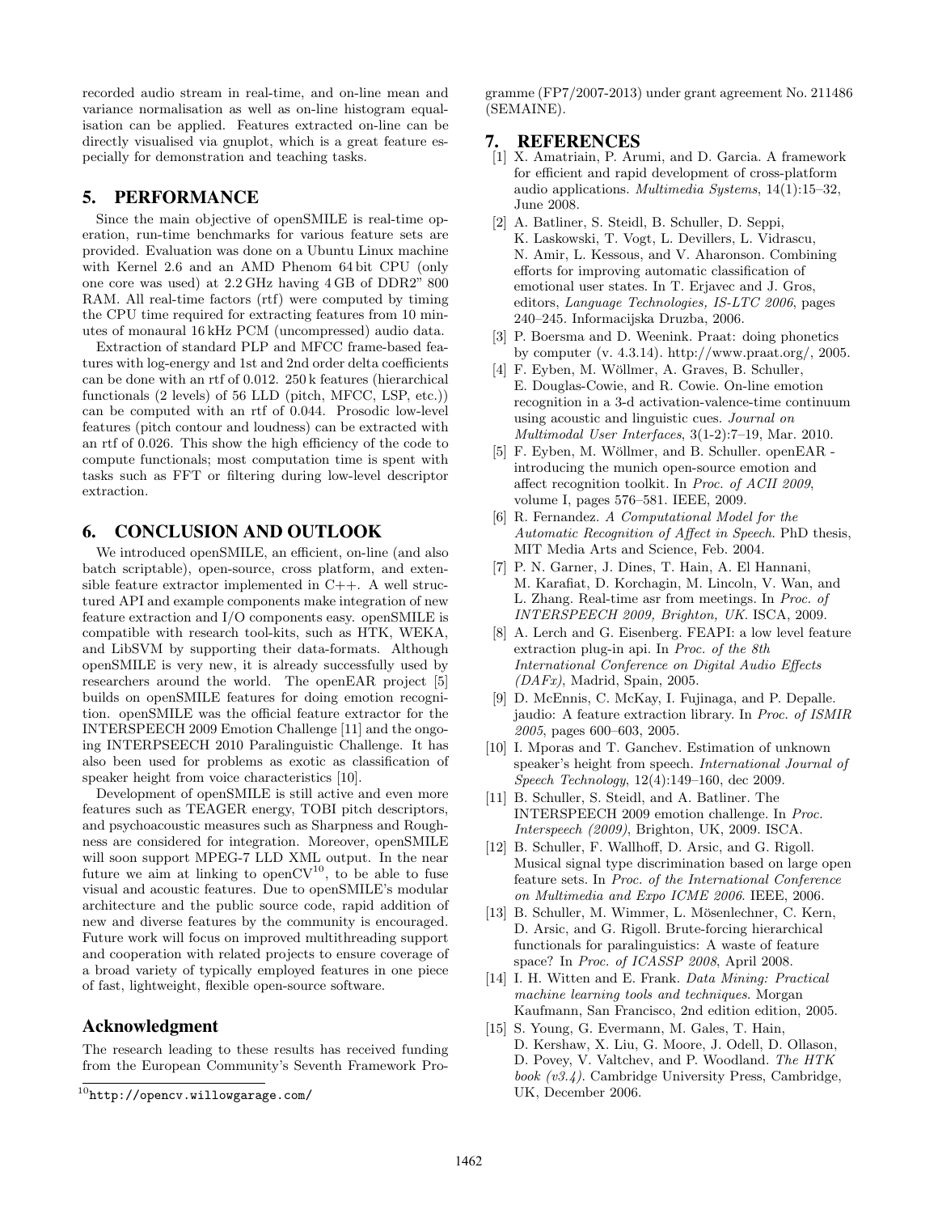recorded audio stream in real-time, and on-line mean and variance normalisation as well as on-line histogram equalisation can be applied. Features extracted on-line can be directly visualised via gnuplot, which is a great feature especially for demonstration and teaching tasks.

## 5. PERFORMANCE

Since the main objective of openSMILE is real-time operation, run-time benchmarks for various feature sets are provided. Evaluation was done on a Ubuntu Linux machine with Kernel 2.6 and an AMD Phenom 64 bit CPU (only one core was used) at 2.2 GHz having 4 GB of DDR2" 800 RAM. All real-time factors (rtf) were computed by timing the CPU time required for extracting features from 10 minutes of monaural 16 kHz PCM (uncompressed) audio data.

Extraction of standard PLP and MFCC frame-based features with log-energy and 1st and 2nd order delta coefficients can be done with an rtf of 0.012. 250 k features (hierarchical functionals (2 levels) of 56 LLD (pitch, MFCC, LSP, etc.)) can be computed with an rtf of 0.044. Prosodic low-level features (pitch contour and loudness) can be extracted with an rtf of 0.026. This show the high efficiency of the code to compute functionals; most computation time is spent with tasks such as FFT or filtering during low-level descriptor extraction.

## 6. CONCLUSION AND OUTLOOK

We introduced openSMILE, an efficient, on-line (and also batch scriptable), open-source, cross platform, and extensible feature extractor implemented in C++. A well structured API and example components make integration of new feature extraction and I/O components easy. openSMILE is compatible with research tool-kits, such as HTK, WEKA, and LibSVM by supporting their data-formats. Although openSMILE is very new, it is already successfully used by researchers around the world. The openEAR project [5] builds on openSMILE features for doing emotion recognition. openSMILE was the official feature extractor for the INTERSPEECH 2009 Emotion Challenge [11] and the ongoing INTERPSEECH 2010 Paralinguistic Challenge. It has also been used for problems as exotic as classification of speaker height from voice characteristics [10].

Development of openSMILE is still active and even more features such as TEAGER energy, TOBI pitch descriptors, and psychoacoustic measures such as Sharpness and Roughness are considered for integration. Moreover, openSMILE will soon support MPEG-7 LLD XML output. In the near future we aim at linking to openCV[10], to be able to fuse visual and acoustic features. Due to openSMILE's modular architecture and the public source code, rapid addition of new and diverse features by the community is encouraged. Future work will focus on improved multithreading support and cooperation with related projects to ensure coverage of a broad variety of typically employed features in one piece of fast, lightweight, flexible open-source software.

## Acknowledgment

The research leading to these results has received funding from the European Community's Seventh Framework Programme (FP7/2007-2013) under grant agreement No. 211486 (SEMAINE).

[10]http://opencv.willowgarage.com/

## 7. REFERENCES

[1] X. Amatriain, P. Arumi, and D. Garcia. A framework for efficient and rapid development of cross-platform audio applications. *Multimedia Systems*, 14(1):15–32, June 2008.

[2] A. Batliner, S. Steidl, B. Schuller, D. Seppi, K. Laskowski, T. Vogt, L. Devillers, L. Vidrascu, N. Amir, L. Kessous, and V. Aharonson. Combining efforts for improving automatic classification of emotional user states. In T. Erjavec and J. Gros, editors, *Language Technologies, IS-LTC 2006*, pages 240–245. Informacijska Druzba, 2006.

[3] P. Boersma and D. Weenink. Praat: doing phonetics by computer (v. 4.3.14). http://www.praat.org/, 2005.

[4] F. Eyben, M. Wöllmer, A. Graves, B. Schuller, E. Douglas-Cowie, and R. Cowie. On-line emotion recognition in a 3-d activation-valence-time continuum using acoustic and linguistic cues. *Journal on Multimodal User Interfaces*, 3(1-2):7–19, Mar. 2010.

[5] F. Eyben, M. Wöllmer, and B. Schuller. openEAR - introducing the munich open-source emotion and affect recognition toolkit. In *Proc. of ACII 2009*, volume I, pages 576–581. IEEE, 2009.

[6] R. Fernandez. *A Computational Model for the Automatic Recognition of Affect in Speech*. PhD thesis, MIT Media Arts and Science, Feb. 2004.

[7] P. N. Garner, J. Dines, T. Hain, A. El Hannani, M. Karafiat, D. Korchagin, M. Lincoln, V. Wan, and L. Zhang. Real-time asr from meetings. In *Proc. of INTERSPEECH 2009, Brighton, UK*. ISCA, 2009.

[8] A. Lerch and G. Eisenberg. FEAPI: a low level feature extraction plug-in api. In *Proc. of the 8th International Conference on Digital Audio Effects (DAFx)*, Madrid, Spain, 2005.

[9] D. McEnnis, C. McKay, I. Fujinaga, and P. Depalle. jaudio: A feature extraction library. In *Proc. of ISMIR 2005*, pages 600–603, 2005.

[10] I. Mporas and T. Ganchev. Estimation of unknown speaker's height from speech. *International Journal of Speech Technology*, 12(4):149–160, dec 2009.

[11] B. Schuller, S. Steidl, and A. Batliner. The INTERSPEECH 2009 emotion challenge. In *Proc. Interspeech (2009)*, Brighton, UK, 2009. ISCA.

[12] B. Schuller, F. Wallhoff, D. Arsic, and G. Rigoll. Musical signal type discrimination based on large open feature sets. In *Proc. of the International Conference on Multimedia and Expo ICME 2006*. IEEE, 2006.

[13] B. Schuller, M. Wimmer, L. Mösenlechner, C. Kern, D. Arsic, and G. Rigoll. Brute-forcing hierarchical functionals for paralinguistics: A waste of feature space? In *Proc. of ICASSP 2008*, April 2008.

[14] I. H. Witten and E. Frank. *Data Mining: Practical machine learning tools and techniques*. Morgan Kaufmann, San Francisco, 2nd edition edition, 2005.

[15] S. Young, G. Evermann, M. Gales, T. Hain, D. Kershaw, X. Liu, G. Moore, J. Odell, D. Ollason, D. Povey, V. Valtchev, and P. Woodland. *The HTK book (v3.4)*. Cambridge University Press, Cambridge, UK, December 2006.